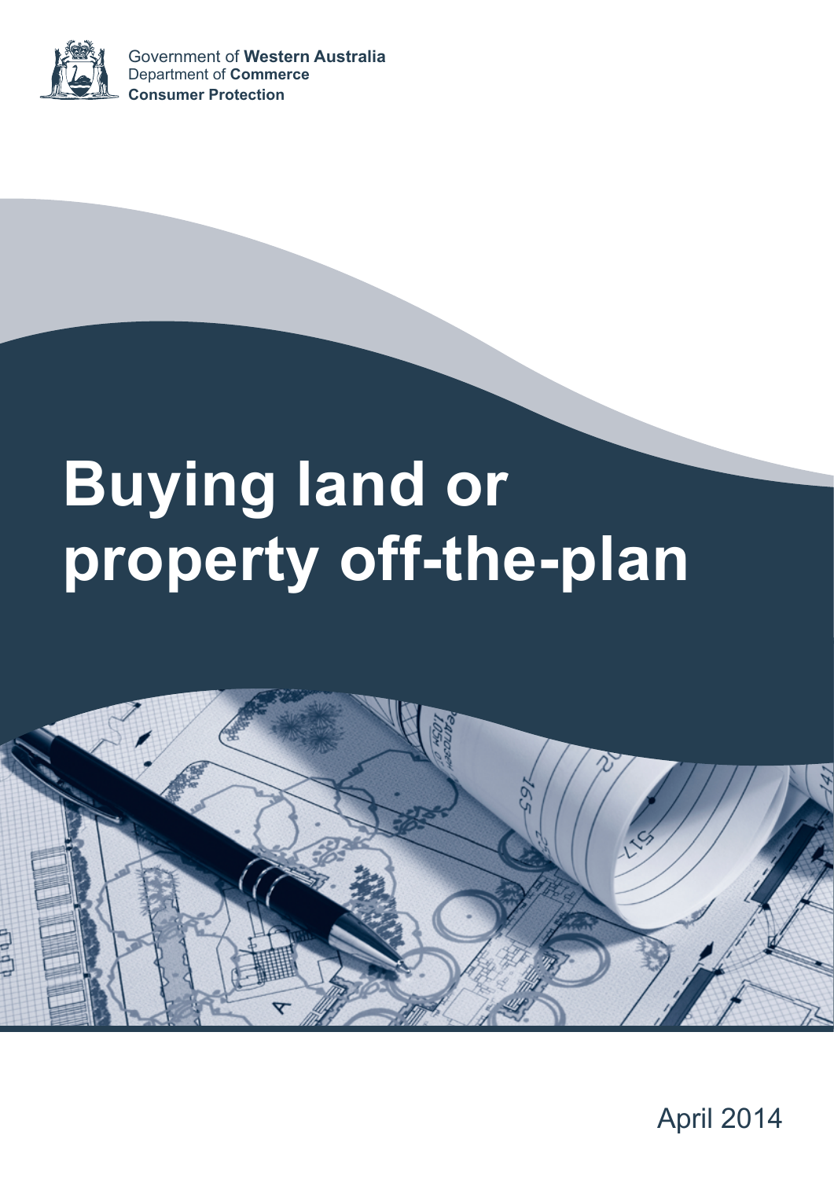Government of **Western Australia**
Department of **Commerce**
**Consumer Protection**

# Buying land or property off-the-plan

April 2014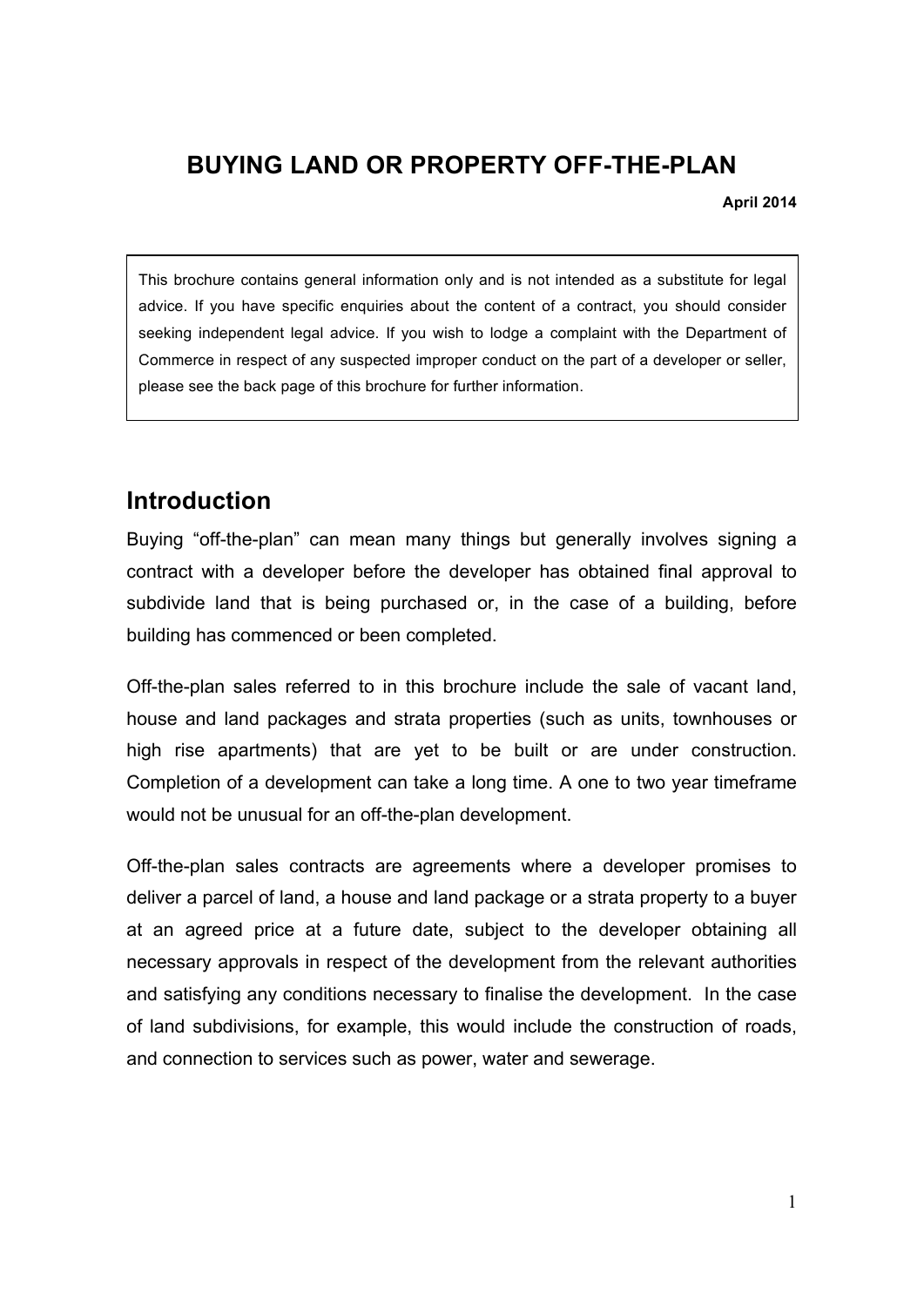# BUYING LAND OR PROPERTY OFF-THE-PLAN

**April 2014**

This brochure contains general information only and is not intended as a substitute for legal advice. If you have specific enquiries about the content of a contract, you should consider seeking independent legal advice. If you wish to lodge a complaint with the Department of Commerce in respect of any suspected improper conduct on the part of a developer or seller, please see the back page of this brochure for further information.

## Introduction

Buying "off-the-plan" can mean many things but generally involves signing a contract with a developer before the developer has obtained final approval to subdivide land that is being purchased or, in the case of a building, before building has commenced or been completed.

Off-the-plan sales referred to in this brochure include the sale of vacant land, house and land packages and strata properties (such as units, townhouses or high rise apartments) that are yet to be built or are under construction. Completion of a development can take a long time. A one to two year timeframe would not be unusual for an off-the-plan development.

Off-the-plan sales contracts are agreements where a developer promises to deliver a parcel of land, a house and land package or a strata property to a buyer at an agreed price at a future date, subject to the developer obtaining all necessary approvals in respect of the development from the relevant authorities and satisfying any conditions necessary to finalise the development. In the case of land subdivisions, for example, this would include the construction of roads, and connection to services such as power, water and sewerage.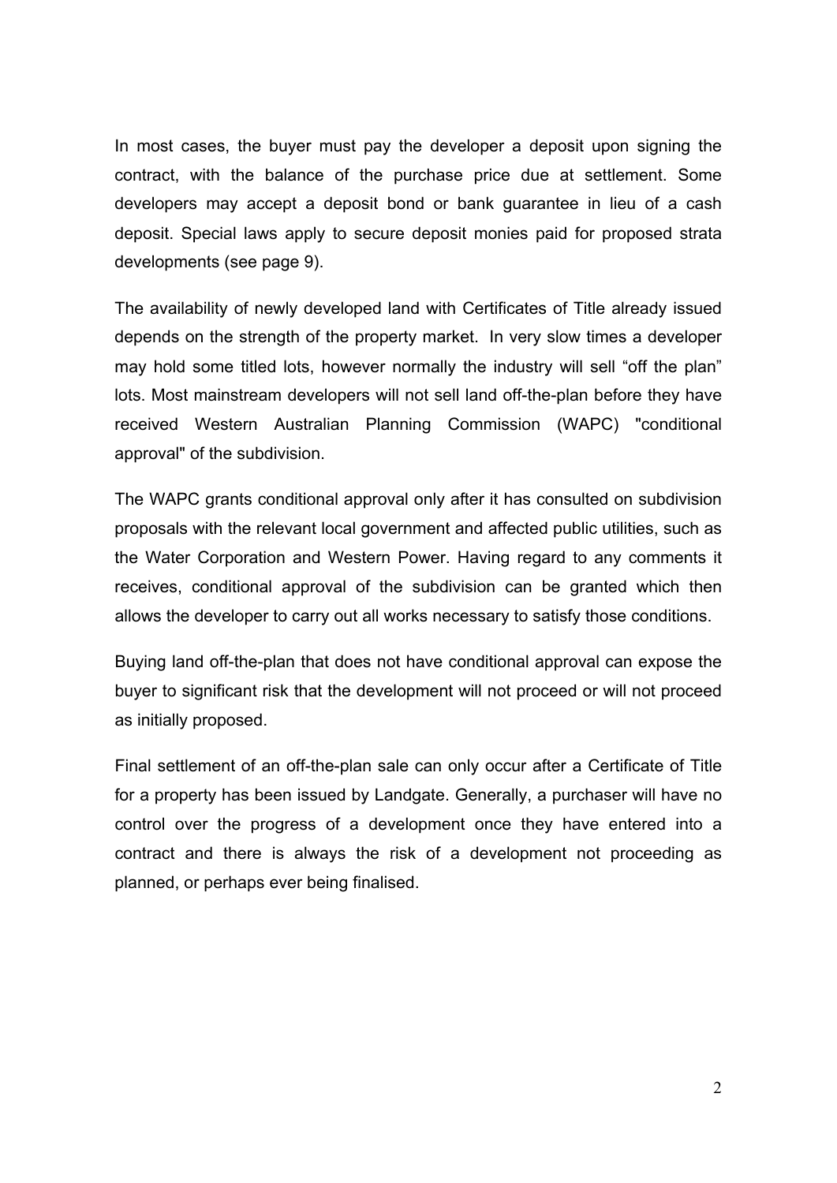In most cases, the buyer must pay the developer a deposit upon signing the contract, with the balance of the purchase price due at settlement. Some developers may accept a deposit bond or bank guarantee in lieu of a cash deposit. Special laws apply to secure deposit monies paid for proposed strata developments (see page 9).

The availability of newly developed land with Certificates of Title already issued depends on the strength of the property market. In very slow times a developer may hold some titled lots, however normally the industry will sell "off the plan" lots. Most mainstream developers will not sell land off-the-plan before they have received Western Australian Planning Commission (WAPC) "conditional approval" of the subdivision.

The WAPC grants conditional approval only after it has consulted on subdivision proposals with the relevant local government and affected public utilities, such as the Water Corporation and Western Power. Having regard to any comments it receives, conditional approval of the subdivision can be granted which then allows the developer to carry out all works necessary to satisfy those conditions.

Buying land off-the-plan that does not have conditional approval can expose the buyer to significant risk that the development will not proceed or will not proceed as initially proposed.

Final settlement of an off-the-plan sale can only occur after a Certificate of Title for a property has been issued by Landgate. Generally, a purchaser will have no control over the progress of a development once they have entered into a contract and there is always the risk of a development not proceeding as planned, or perhaps ever being finalised.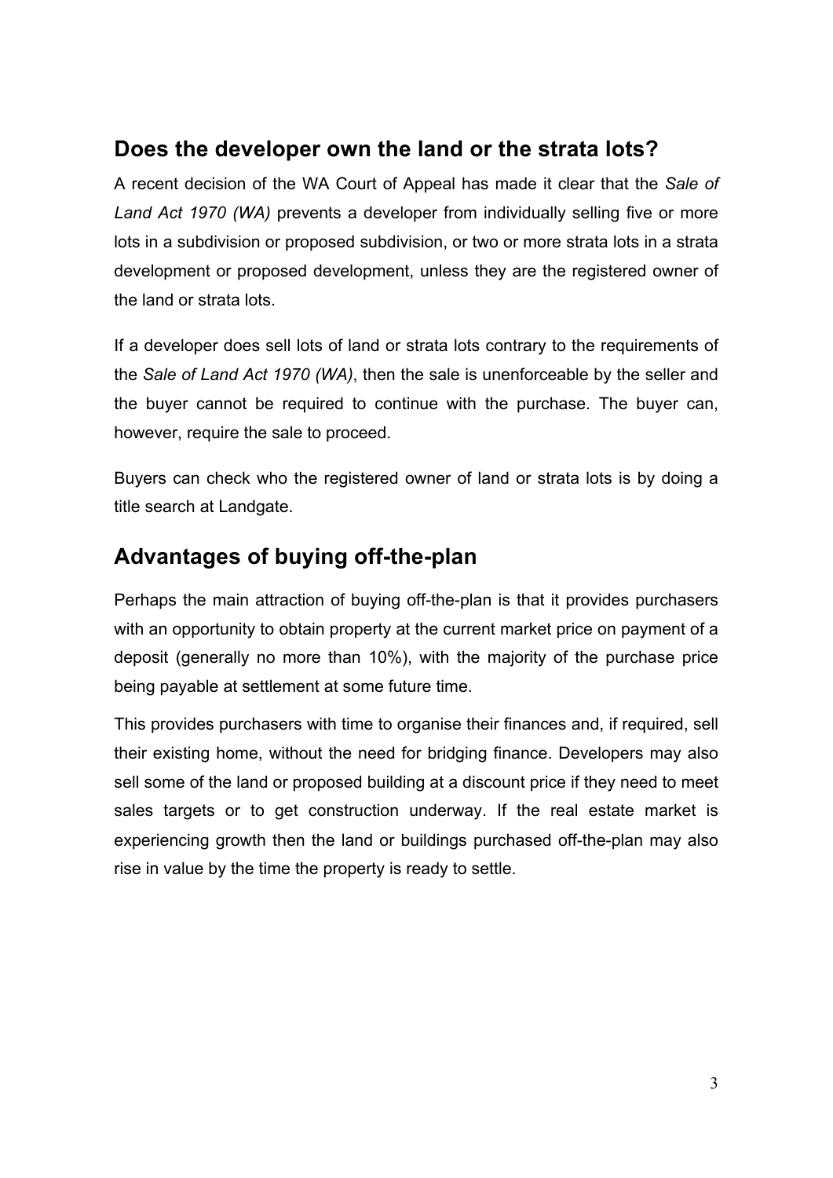## Does the developer own the land or the strata lots?

A recent decision of the WA Court of Appeal has made it clear that the *Sale of Land Act 1970 (WA)* prevents a developer from individually selling five or more lots in a subdivision or proposed subdivision, or two or more strata lots in a strata development or proposed development, unless they are the registered owner of the land or strata lots.

If a developer does sell lots of land or strata lots contrary to the requirements of the *Sale of Land Act 1970 (WA)*, then the sale is unenforceable by the seller and the buyer cannot be required to continue with the purchase. The buyer can, however, require the sale to proceed.

Buyers can check who the registered owner of land or strata lots is by doing a title search at Landgate.

## Advantages of buying off-the-plan

Perhaps the main attraction of buying off-the-plan is that it provides purchasers with an opportunity to obtain property at the current market price on payment of a deposit (generally no more than 10%), with the majority of the purchase price being payable at settlement at some future time.

This provides purchasers with time to organise their finances and, if required, sell their existing home, without the need for bridging finance. Developers may also sell some of the land or proposed building at a discount price if they need to meet sales targets or to get construction underway. If the real estate market is experiencing growth then the land or buildings purchased off-the-plan may also rise in value by the time the property is ready to settle.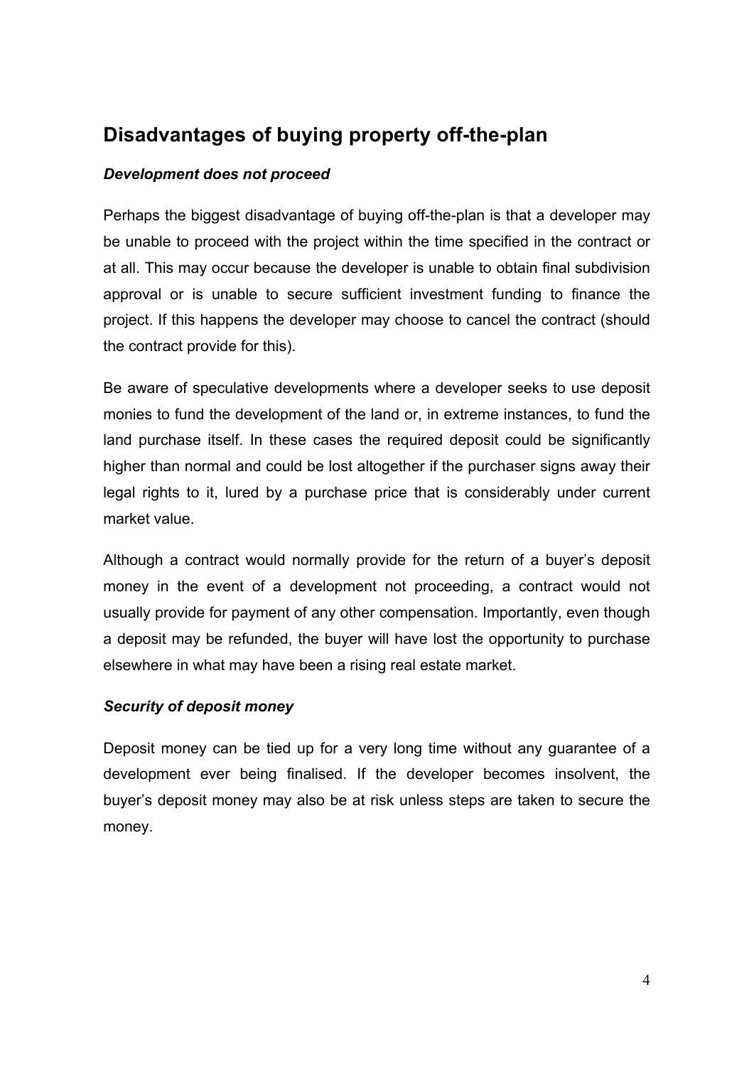## Disadvantages of buying property off-the-plan

### *Development does not proceed*

Perhaps the biggest disadvantage of buying off-the-plan is that a developer may be unable to proceed with the project within the time specified in the contract or at all. This may occur because the developer is unable to obtain final subdivision approval or is unable to secure sufficient investment funding to finance the project. If this happens the developer may choose to cancel the contract (should the contract provide for this).

Be aware of speculative developments where a developer seeks to use deposit monies to fund the development of the land or, in extreme instances, to fund the land purchase itself. In these cases the required deposit could be significantly higher than normal and could be lost altogether if the purchaser signs away their legal rights to it, lured by a purchase price that is considerably under current market value.

Although a contract would normally provide for the return of a buyer's deposit money in the event of a development not proceeding, a contract would not usually provide for payment of any other compensation. Importantly, even though a deposit may be refunded, the buyer will have lost the opportunity to purchase elsewhere in what may have been a rising real estate market.

### *Security of deposit money*

Deposit money can be tied up for a very long time without any guarantee of a development ever being finalised. If the developer becomes insolvent, the buyer's deposit money may also be at risk unless steps are taken to secure the money.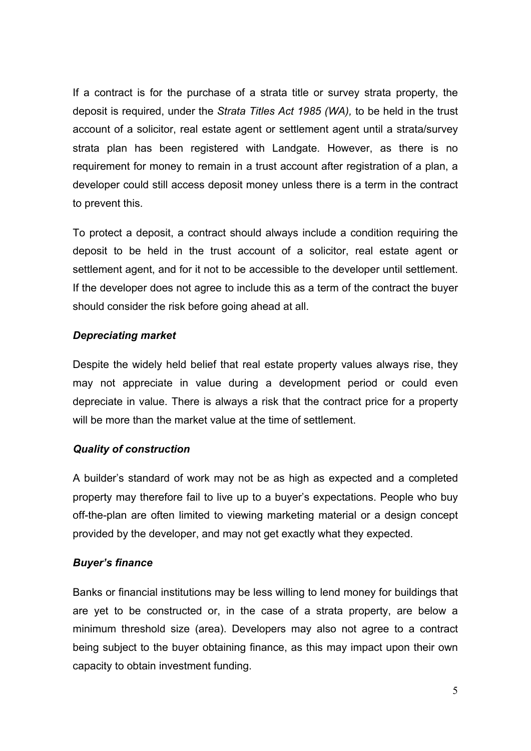If a contract is for the purchase of a strata title or survey strata property, the deposit is required, under the *Strata Titles Act 1985 (WA),* to be held in the trust account of a solicitor, real estate agent or settlement agent until a strata/survey strata plan has been registered with Landgate. However, as there is no requirement for money to remain in a trust account after registration of a plan, a developer could still access deposit money unless there is a term in the contract to prevent this.

To protect a deposit, a contract should always include a condition requiring the deposit to be held in the trust account of a solicitor, real estate agent or settlement agent, and for it not to be accessible to the developer until settlement. If the developer does not agree to include this as a term of the contract the buyer should consider the risk before going ahead at all.

### *Depreciating market*

Despite the widely held belief that real estate property values always rise, they may not appreciate in value during a development period or could even depreciate in value. There is always a risk that the contract price for a property will be more than the market value at the time of settlement.

### *Quality of construction*

A builder's standard of work may not be as high as expected and a completed property may therefore fail to live up to a buyer's expectations. People who buy off-the-plan are often limited to viewing marketing material or a design concept provided by the developer, and may not get exactly what they expected.

### *Buyer's finance*

Banks or financial institutions may be less willing to lend money for buildings that are yet to be constructed or, in the case of a strata property, are below a minimum threshold size (area). Developers may also not agree to a contract being subject to the buyer obtaining finance, as this may impact upon their own capacity to obtain investment funding.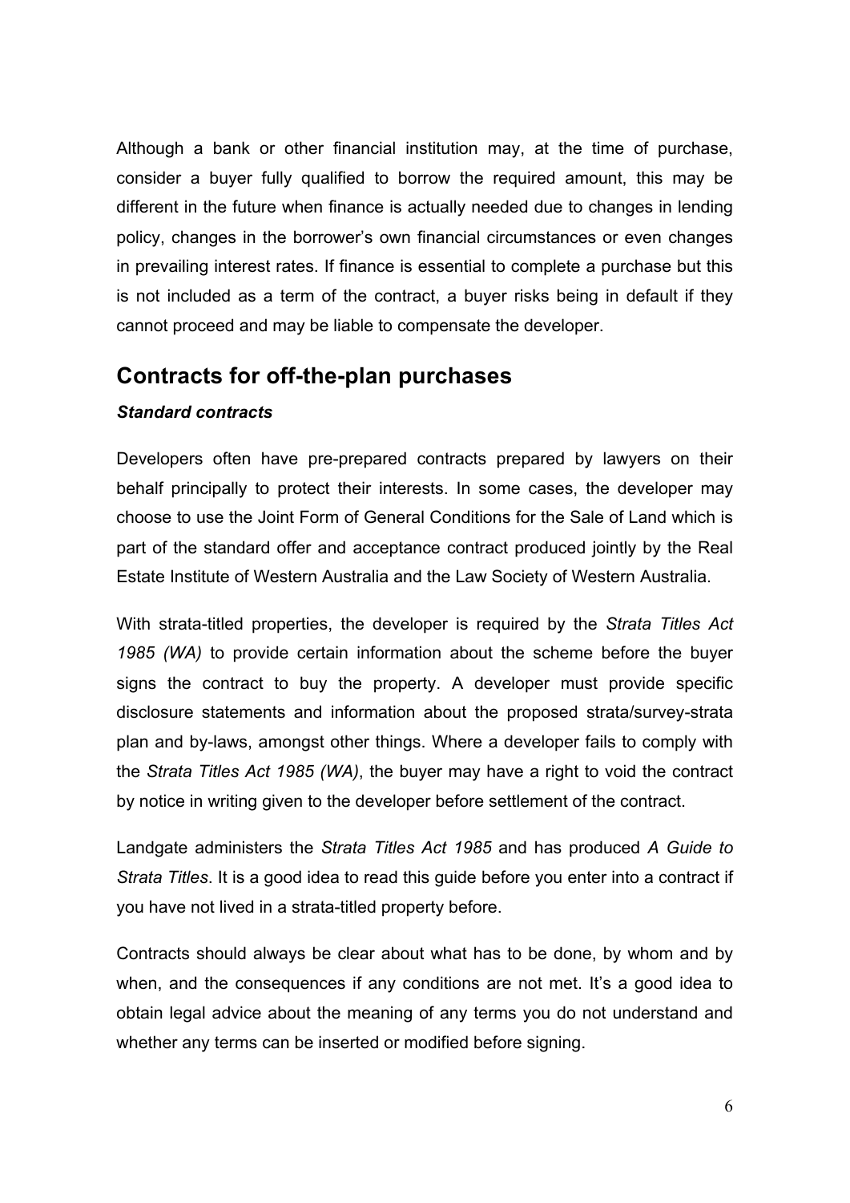Although a bank or other financial institution may, at the time of purchase, consider a buyer fully qualified to borrow the required amount, this may be different in the future when finance is actually needed due to changes in lending policy, changes in the borrower's own financial circumstances or even changes in prevailing interest rates. If finance is essential to complete a purchase but this is not included as a term of the contract, a buyer risks being in default if they cannot proceed and may be liable to compensate the developer.

## Contracts for off-the-plan purchases

***Standard contracts***

Developers often have pre-prepared contracts prepared by lawyers on their behalf principally to protect their interests. In some cases, the developer may choose to use the Joint Form of General Conditions for the Sale of Land which is part of the standard offer and acceptance contract produced jointly by the Real Estate Institute of Western Australia and the Law Society of Western Australia.

With strata-titled properties, the developer is required by the *Strata Titles Act 1985 (WA)* to provide certain information about the scheme before the buyer signs the contract to buy the property. A developer must provide specific disclosure statements and information about the proposed strata/survey-strata plan and by-laws, amongst other things. Where a developer fails to comply with the *Strata Titles Act 1985 (WA)*, the buyer may have a right to void the contract by notice in writing given to the developer before settlement of the contract.

Landgate administers the *Strata Titles Act 1985* and has produced *A Guide to Strata Titles*. It is a good idea to read this guide before you enter into a contract if you have not lived in a strata-titled property before.

Contracts should always be clear about what has to be done, by whom and by when, and the consequences if any conditions are not met. It's a good idea to obtain legal advice about the meaning of any terms you do not understand and whether any terms can be inserted or modified before signing.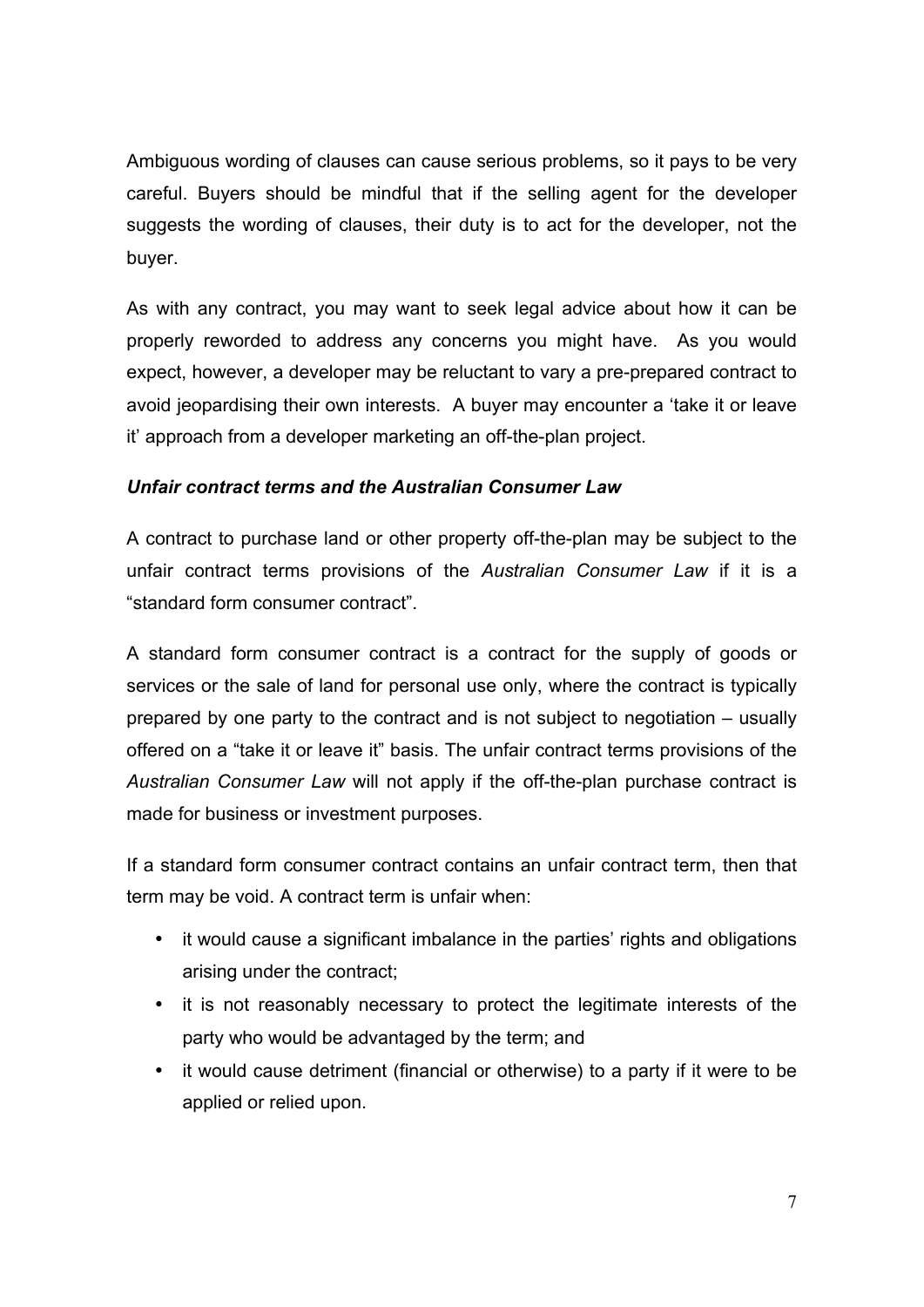Ambiguous wording of clauses can cause serious problems, so it pays to be very careful. Buyers should be mindful that if the selling agent for the developer suggests the wording of clauses, their duty is to act for the developer, not the buyer.

As with any contract, you may want to seek legal advice about how it can be properly reworded to address any concerns you might have. As you would expect, however, a developer may be reluctant to vary a pre-prepared contract to avoid jeopardising their own interests. A buyer may encounter a 'take it or leave it' approach from a developer marketing an off-the-plan project.

***Unfair contract terms and the Australian Consumer Law***

A contract to purchase land or other property off-the-plan may be subject to the unfair contract terms provisions of the *Australian Consumer Law* if it is a "standard form consumer contract".

A standard form consumer contract is a contract for the supply of goods or services or the sale of land for personal use only, where the contract is typically prepared by one party to the contract and is not subject to negotiation – usually offered on a "take it or leave it" basis. The unfair contract terms provisions of the *Australian Consumer Law* will not apply if the off-the-plan purchase contract is made for business or investment purposes.

If a standard form consumer contract contains an unfair contract term, then that term may be void. A contract term is unfair when:

- it would cause a significant imbalance in the parties' rights and obligations arising under the contract;
- it is not reasonably necessary to protect the legitimate interests of the party who would be advantaged by the term; and
- it would cause detriment (financial or otherwise) to a party if it were to be applied or relied upon.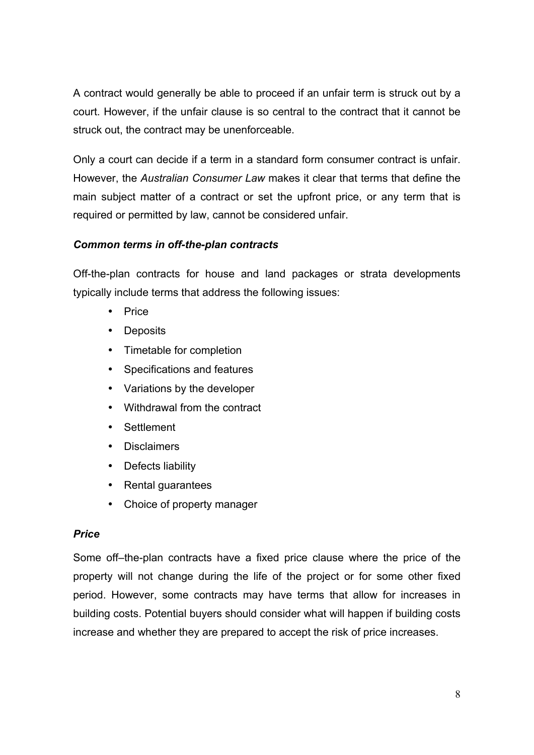A contract would generally be able to proceed if an unfair term is struck out by a court. However, if the unfair clause is so central to the contract that it cannot be struck out, the contract may be unenforceable.

Only a court can decide if a term in a standard form consumer contract is unfair. However, the *Australian Consumer Law* makes it clear that terms that define the main subject matter of a contract or set the upfront price, or any term that is required or permitted by law, cannot be considered unfair.

### *Common terms in off-the-plan contracts*

Off-the-plan contracts for house and land packages or strata developments typically include terms that address the following issues:

- Price
- Deposits
- Timetable for completion
- Specifications and features
- Variations by the developer
- Withdrawal from the contract
- Settlement
- Disclaimers
- Defects liability
- Rental guarantees
- Choice of property manager

### *Price*

Some off–the-plan contracts have a fixed price clause where the price of the property will not change during the life of the project or for some other fixed period. However, some contracts may have terms that allow for increases in building costs. Potential buyers should consider what will happen if building costs increase and whether they are prepared to accept the risk of price increases.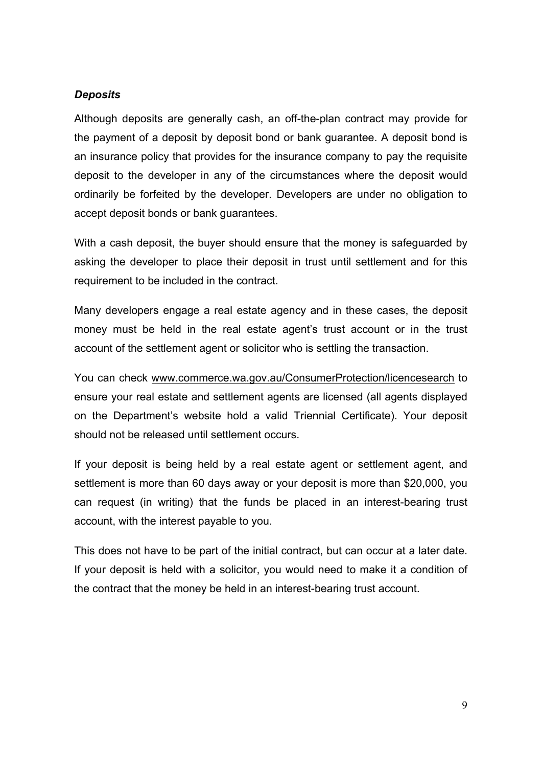***Deposits***

Although deposits are generally cash, an off-the-plan contract may provide for the payment of a deposit by deposit bond or bank guarantee. A deposit bond is an insurance policy that provides for the insurance company to pay the requisite deposit to the developer in any of the circumstances where the deposit would ordinarily be forfeited by the developer. Developers are under no obligation to accept deposit bonds or bank guarantees.

With a cash deposit, the buyer should ensure that the money is safeguarded by asking the developer to place their deposit in trust until settlement and for this requirement to be included in the contract.

Many developers engage a real estate agency and in these cases, the deposit money must be held in the real estate agent's trust account or in the trust account of the settlement agent or solicitor who is settling the transaction.

You can check www.commerce.wa.gov.au/ConsumerProtection/licencesearch to ensure your real estate and settlement agents are licensed (all agents displayed on the Department's website hold a valid Triennial Certificate). Your deposit should not be released until settlement occurs.

If your deposit is being held by a real estate agent or settlement agent, and settlement is more than 60 days away or your deposit is more than $20,000, you can request (in writing) that the funds be placed in an interest-bearing trust account, with the interest payable to you.

This does not have to be part of the initial contract, but can occur at a later date. If your deposit is held with a solicitor, you would need to make it a condition of the contract that the money be held in an interest-bearing trust account.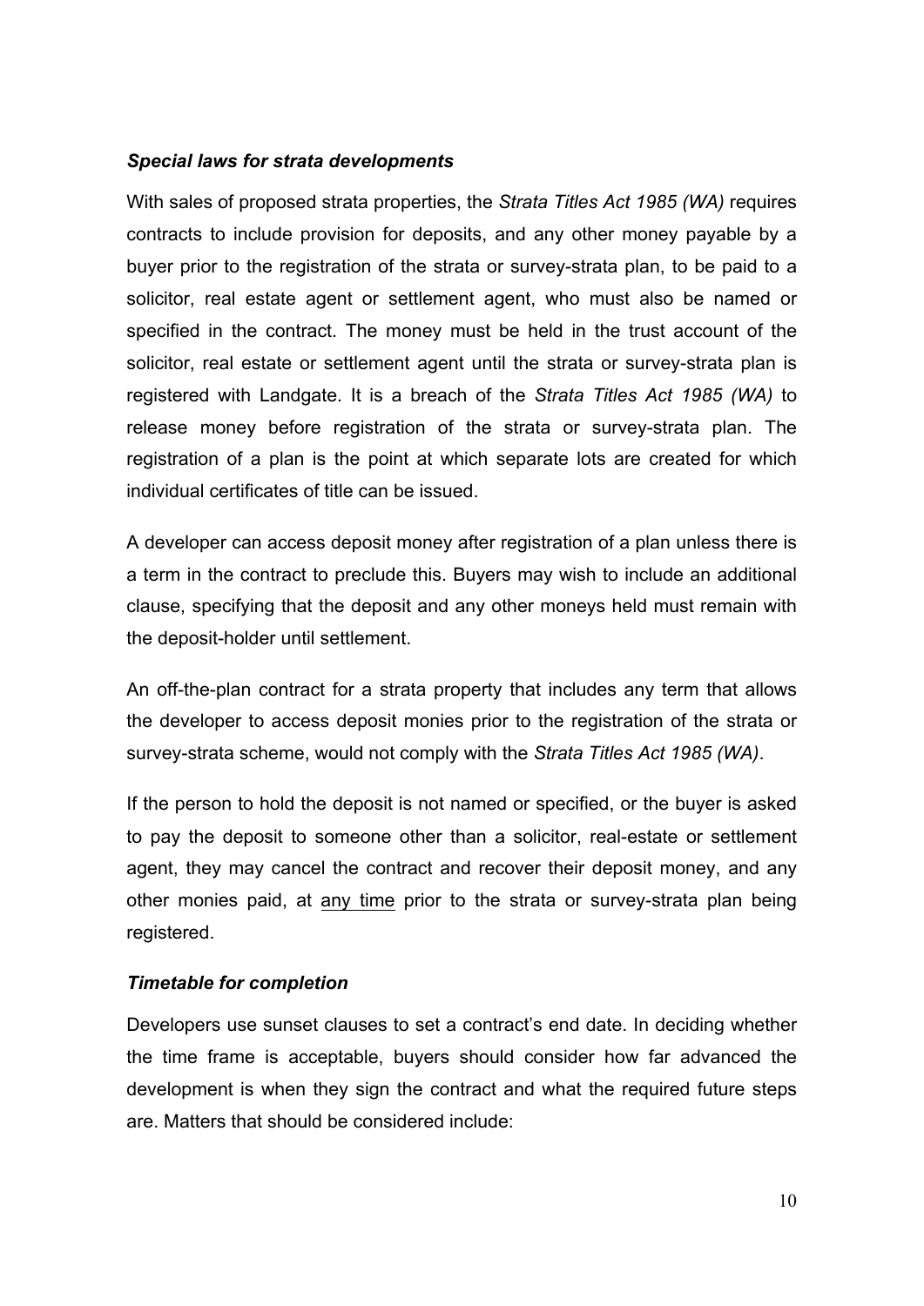### *Special laws for strata developments*

With sales of proposed strata properties, the *Strata Titles Act 1985 (WA)* requires contracts to include provision for deposits, and any other money payable by a buyer prior to the registration of the strata or survey-strata plan, to be paid to a solicitor, real estate agent or settlement agent, who must also be named or specified in the contract. The money must be held in the trust account of the solicitor, real estate or settlement agent until the strata or survey-strata plan is registered with Landgate. It is a breach of the *Strata Titles Act 1985 (WA)* to release money before registration of the strata or survey-strata plan. The registration of a plan is the point at which separate lots are created for which individual certificates of title can be issued.

A developer can access deposit money after registration of a plan unless there is a term in the contract to preclude this. Buyers may wish to include an additional clause, specifying that the deposit and any other moneys held must remain with the deposit-holder until settlement.

An off-the-plan contract for a strata property that includes any term that allows the developer to access deposit monies prior to the registration of the strata or survey-strata scheme, would not comply with the *Strata Titles Act 1985 (WA)*.

If the person to hold the deposit is not named or specified, or the buyer is asked to pay the deposit to someone other than a solicitor, real-estate or settlement agent, they may cancel the contract and recover their deposit money, and any other monies paid, at <u>any time</u> prior to the strata or survey-strata plan being registered.

### *Timetable for completion*

Developers use sunset clauses to set a contract's end date. In deciding whether the time frame is acceptable, buyers should consider how far advanced the development is when they sign the contract and what the required future steps are. Matters that should be considered include: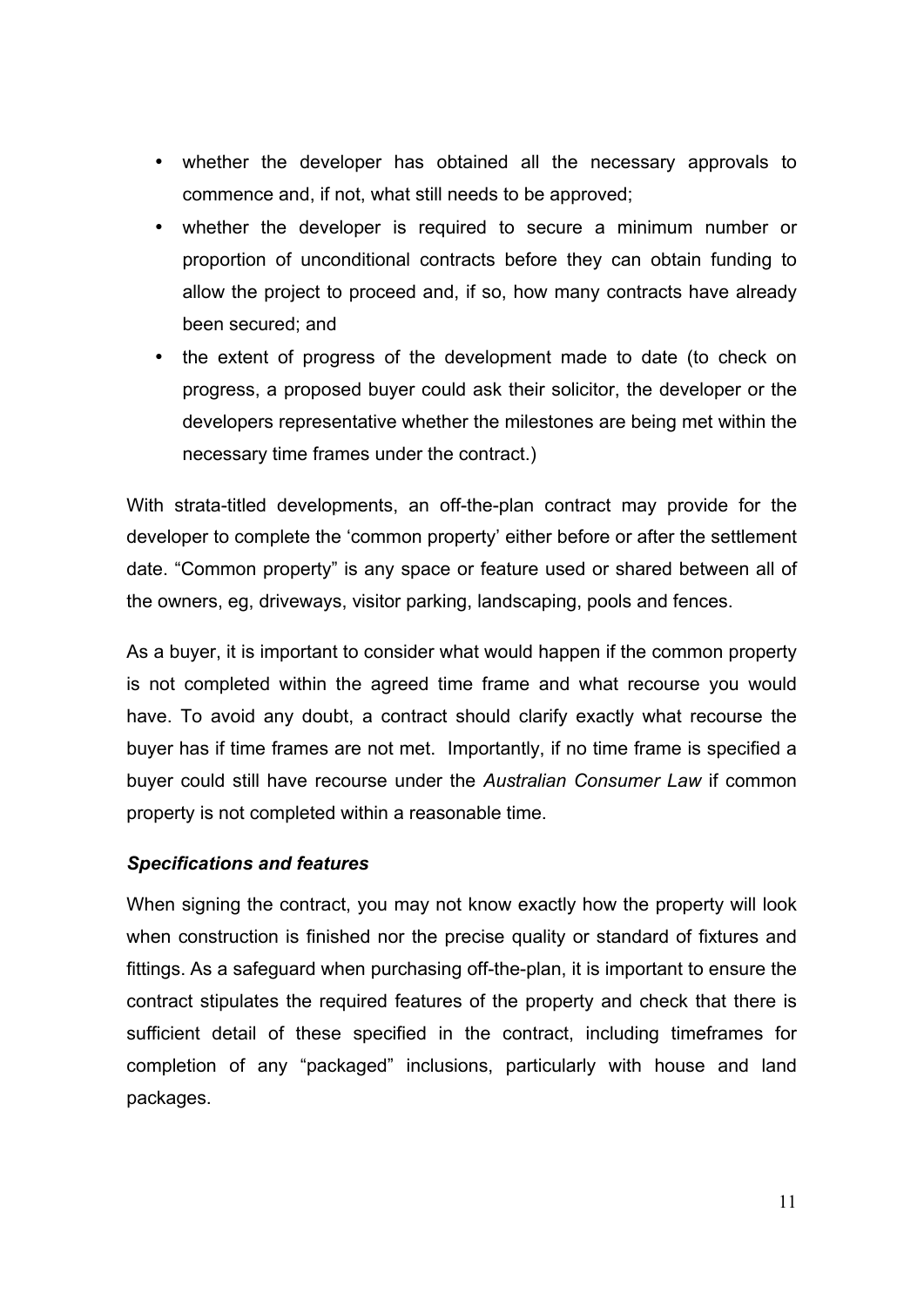- whether the developer has obtained all the necessary approvals to commence and, if not, what still needs to be approved;
- whether the developer is required to secure a minimum number or proportion of unconditional contracts before they can obtain funding to allow the project to proceed and, if so, how many contracts have already been secured; and
- the extent of progress of the development made to date (to check on progress, a proposed buyer could ask their solicitor, the developer or the developers representative whether the milestones are being met within the necessary time frames under the contract.)

With strata-titled developments, an off-the-plan contract may provide for the developer to complete the 'common property' either before or after the settlement date. "Common property" is any space or feature used or shared between all of the owners, eg, driveways, visitor parking, landscaping, pools and fences.

As a buyer, it is important to consider what would happen if the common property is not completed within the agreed time frame and what recourse you would have. To avoid any doubt, a contract should clarify exactly what recourse the buyer has if time frames are not met. Importantly, if no time frame is specified a buyer could still have recourse under the *Australian Consumer Law* if common property is not completed within a reasonable time.

***Specifications and features***

When signing the contract, you may not know exactly how the property will look when construction is finished nor the precise quality or standard of fixtures and fittings. As a safeguard when purchasing off-the-plan, it is important to ensure the contract stipulates the required features of the property and check that there is sufficient detail of these specified in the contract, including timeframes for completion of any "packaged" inclusions, particularly with house and land packages.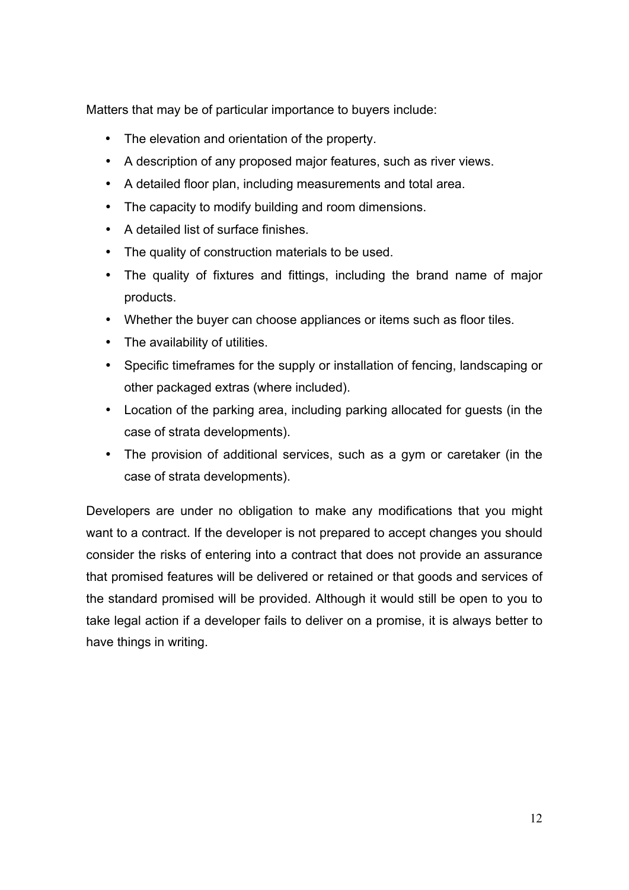Matters that may be of particular importance to buyers include:

- The elevation and orientation of the property.
- A description of any proposed major features, such as river views.
- A detailed floor plan, including measurements and total area.
- The capacity to modify building and room dimensions.
- A detailed list of surface finishes.
- The quality of construction materials to be used.
- The quality of fixtures and fittings, including the brand name of major products.
- Whether the buyer can choose appliances or items such as floor tiles.
- The availability of utilities.
- Specific timeframes for the supply or installation of fencing, landscaping or other packaged extras (where included).
- Location of the parking area, including parking allocated for guests (in the case of strata developments).
- The provision of additional services, such as a gym or caretaker (in the case of strata developments).

Developers are under no obligation to make any modifications that you might want to a contract. If the developer is not prepared to accept changes you should consider the risks of entering into a contract that does not provide an assurance that promised features will be delivered or retained or that goods and services of the standard promised will be provided. Although it would still be open to you to take legal action if a developer fails to deliver on a promise, it is always better to have things in writing.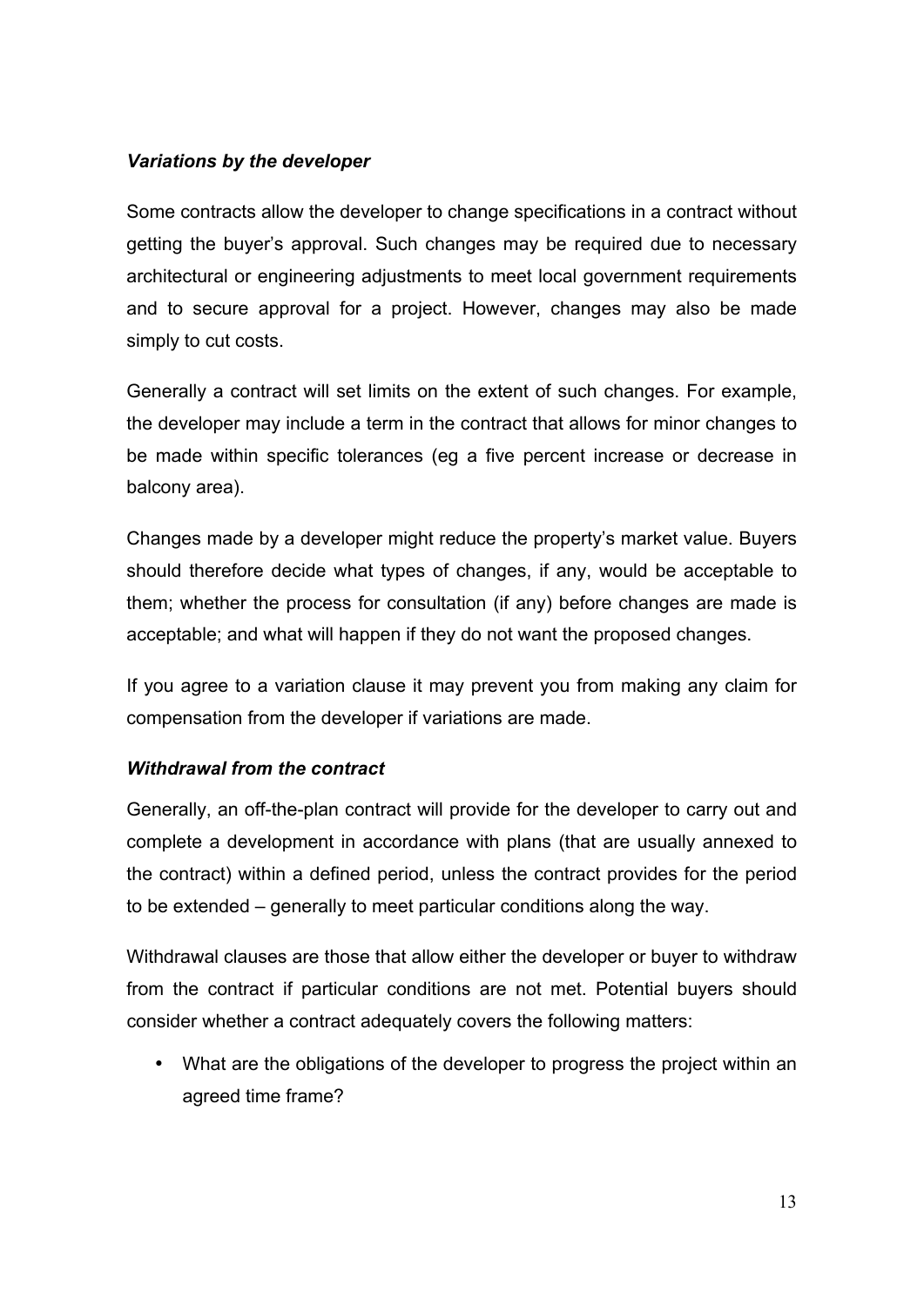***Variations by the developer***

Some contracts allow the developer to change specifications in a contract without getting the buyer's approval. Such changes may be required due to necessary architectural or engineering adjustments to meet local government requirements and to secure approval for a project. However, changes may also be made simply to cut costs.

Generally a contract will set limits on the extent of such changes. For example, the developer may include a term in the contract that allows for minor changes to be made within specific tolerances (eg a five percent increase or decrease in balcony area).

Changes made by a developer might reduce the property's market value. Buyers should therefore decide what types of changes, if any, would be acceptable to them; whether the process for consultation (if any) before changes are made is acceptable; and what will happen if they do not want the proposed changes.

If you agree to a variation clause it may prevent you from making any claim for compensation from the developer if variations are made.

***Withdrawal from the contract***

Generally, an off-the-plan contract will provide for the developer to carry out and complete a development in accordance with plans (that are usually annexed to the contract) within a defined period, unless the contract provides for the period to be extended – generally to meet particular conditions along the way.

Withdrawal clauses are those that allow either the developer or buyer to withdraw from the contract if particular conditions are not met. Potential buyers should consider whether a contract adequately covers the following matters:

- What are the obligations of the developer to progress the project within an agreed time frame?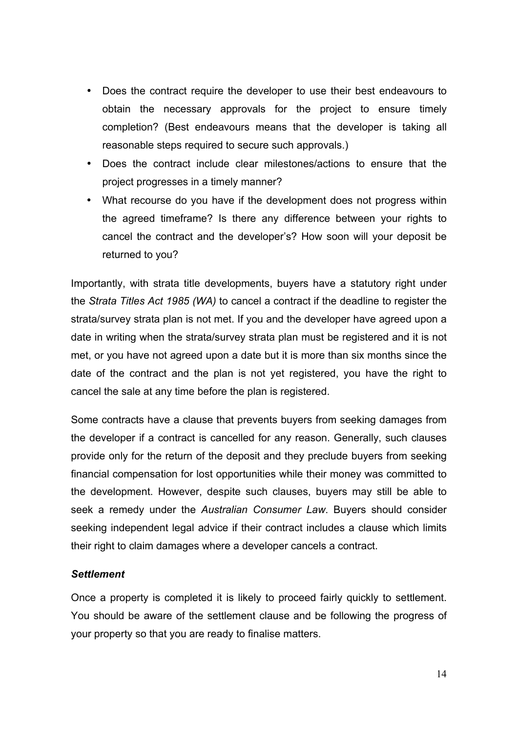- Does the contract require the developer to use their best endeavours to obtain the necessary approvals for the project to ensure timely completion? (Best endeavours means that the developer is taking all reasonable steps required to secure such approvals.)
- Does the contract include clear milestones/actions to ensure that the project progresses in a timely manner?
- What recourse do you have if the development does not progress within the agreed timeframe? Is there any difference between your rights to cancel the contract and the developer's? How soon will your deposit be returned to you?

Importantly, with strata title developments, buyers have a statutory right under the *Strata Titles Act 1985 (WA)* to cancel a contract if the deadline to register the strata/survey strata plan is not met. If you and the developer have agreed upon a date in writing when the strata/survey strata plan must be registered and it is not met, or you have not agreed upon a date but it is more than six months since the date of the contract and the plan is not yet registered, you have the right to cancel the sale at any time before the plan is registered.

Some contracts have a clause that prevents buyers from seeking damages from the developer if a contract is cancelled for any reason. Generally, such clauses provide only for the return of the deposit and they preclude buyers from seeking financial compensation for lost opportunities while their money was committed to the development. However, despite such clauses, buyers may still be able to seek a remedy under the *Australian Consumer Law*. Buyers should consider seeking independent legal advice if their contract includes a clause which limits their right to claim damages where a developer cancels a contract.

***Settlement***

Once a property is completed it is likely to proceed fairly quickly to settlement. You should be aware of the settlement clause and be following the progress of your property so that you are ready to finalise matters.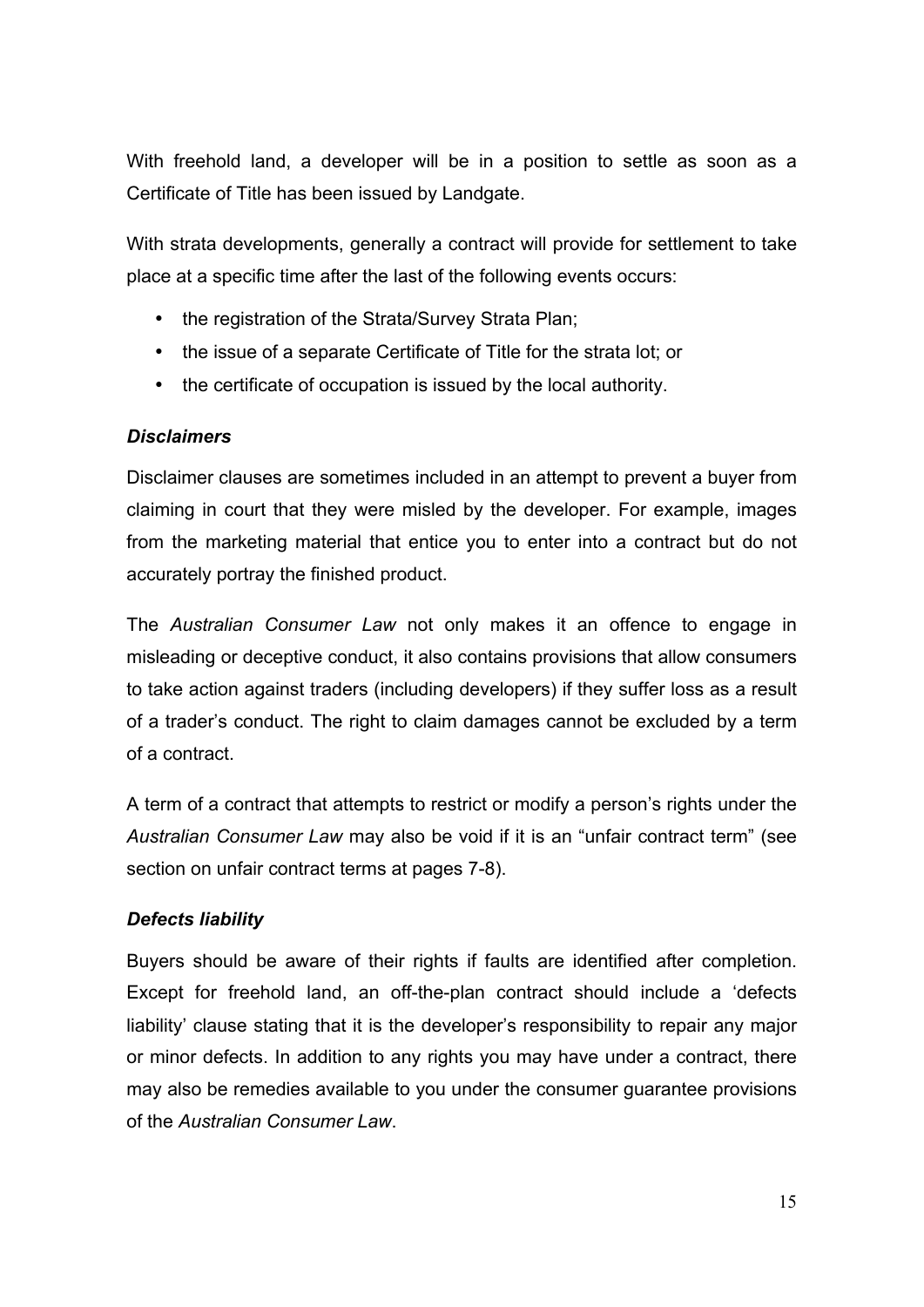With freehold land, a developer will be in a position to settle as soon as a Certificate of Title has been issued by Landgate.

With strata developments, generally a contract will provide for settlement to take place at a specific time after the last of the following events occurs:

- the registration of the Strata/Survey Strata Plan;
- the issue of a separate Certificate of Title for the strata lot; or
- the certificate of occupation is issued by the local authority.

### *Disclaimers*

Disclaimer clauses are sometimes included in an attempt to prevent a buyer from claiming in court that they were misled by the developer. For example, images from the marketing material that entice you to enter into a contract but do not accurately portray the finished product.

The *Australian Consumer Law* not only makes it an offence to engage in misleading or deceptive conduct, it also contains provisions that allow consumers to take action against traders (including developers) if they suffer loss as a result of a trader's conduct. The right to claim damages cannot be excluded by a term of a contract.

A term of a contract that attempts to restrict or modify a person's rights under the *Australian Consumer Law* may also be void if it is an "unfair contract term" (see section on unfair contract terms at pages 7-8).

### *Defects liability*

Buyers should be aware of their rights if faults are identified after completion. Except for freehold land, an off-the-plan contract should include a 'defects liability' clause stating that it is the developer's responsibility to repair any major or minor defects. In addition to any rights you may have under a contract, there may also be remedies available to you under the consumer guarantee provisions of the *Australian Consumer Law*.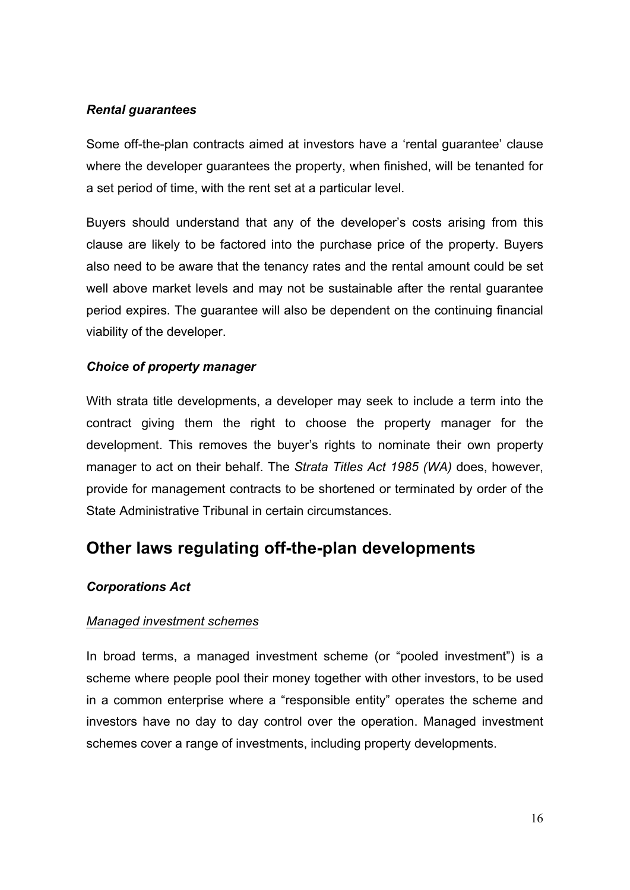### *Rental guarantees*

Some off-the-plan contracts aimed at investors have a 'rental guarantee' clause where the developer guarantees the property, when finished, will be tenanted for a set period of time, with the rent set at a particular level.

Buyers should understand that any of the developer's costs arising from this clause are likely to be factored into the purchase price of the property. Buyers also need to be aware that the tenancy rates and the rental amount could be set well above market levels and may not be sustainable after the rental guarantee period expires. The guarantee will also be dependent on the continuing financial viability of the developer.

### *Choice of property manager*

With strata title developments, a developer may seek to include a term into the contract giving them the right to choose the property manager for the development. This removes the buyer's rights to nominate their own property manager to act on their behalf. The *Strata Titles Act 1985 (WA)* does, however, provide for management contracts to be shortened or terminated by order of the State Administrative Tribunal in certain circumstances.

## Other laws regulating off-the-plan developments

### *Corporations Act*

#### Managed investment schemes

In broad terms, a managed investment scheme (or "pooled investment") is a scheme where people pool their money together with other investors, to be used in a common enterprise where a "responsible entity" operates the scheme and investors have no day to day control over the operation. Managed investment schemes cover a range of investments, including property developments.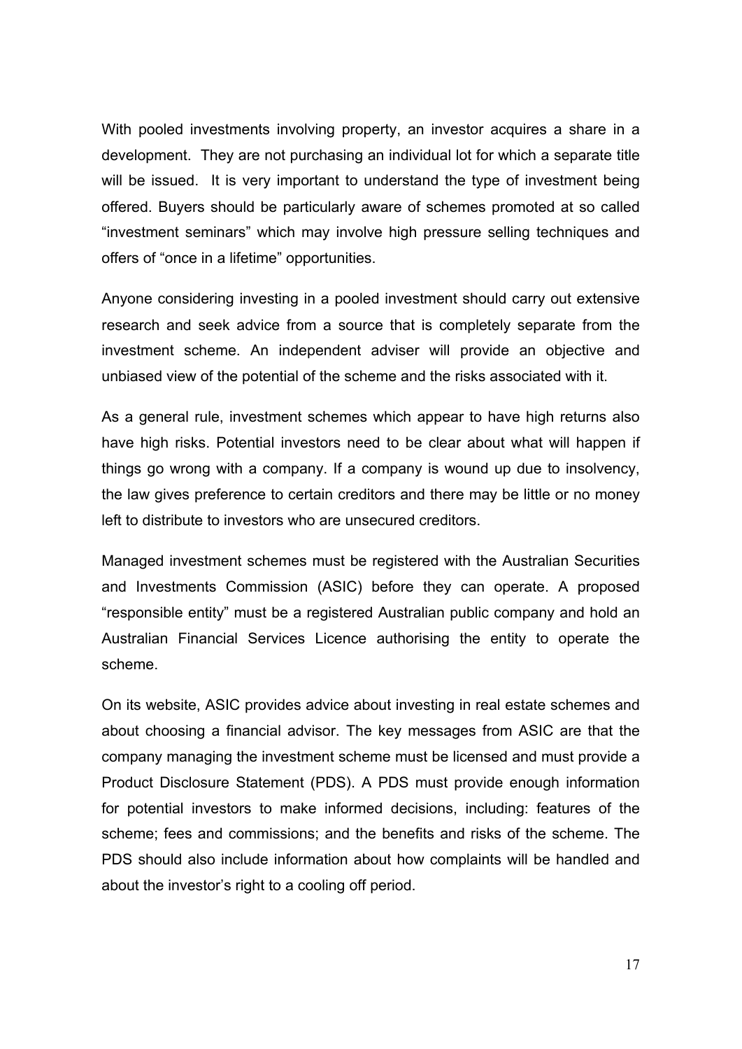With pooled investments involving property, an investor acquires a share in a development. They are not purchasing an individual lot for which a separate title will be issued. It is very important to understand the type of investment being offered. Buyers should be particularly aware of schemes promoted at so called "investment seminars" which may involve high pressure selling techniques and offers of "once in a lifetime" opportunities.

Anyone considering investing in a pooled investment should carry out extensive research and seek advice from a source that is completely separate from the investment scheme. An independent adviser will provide an objective and unbiased view of the potential of the scheme and the risks associated with it.

As a general rule, investment schemes which appear to have high returns also have high risks. Potential investors need to be clear about what will happen if things go wrong with a company. If a company is wound up due to insolvency, the law gives preference to certain creditors and there may be little or no money left to distribute to investors who are unsecured creditors.

Managed investment schemes must be registered with the Australian Securities and Investments Commission (ASIC) before they can operate. A proposed "responsible entity" must be a registered Australian public company and hold an Australian Financial Services Licence authorising the entity to operate the scheme.

On its website, ASIC provides advice about investing in real estate schemes and about choosing a financial advisor. The key messages from ASIC are that the company managing the investment scheme must be licensed and must provide a Product Disclosure Statement (PDS). A PDS must provide enough information for potential investors to make informed decisions, including: features of the scheme; fees and commissions; and the benefits and risks of the scheme. The PDS should also include information about how complaints will be handled and about the investor's right to a cooling off period.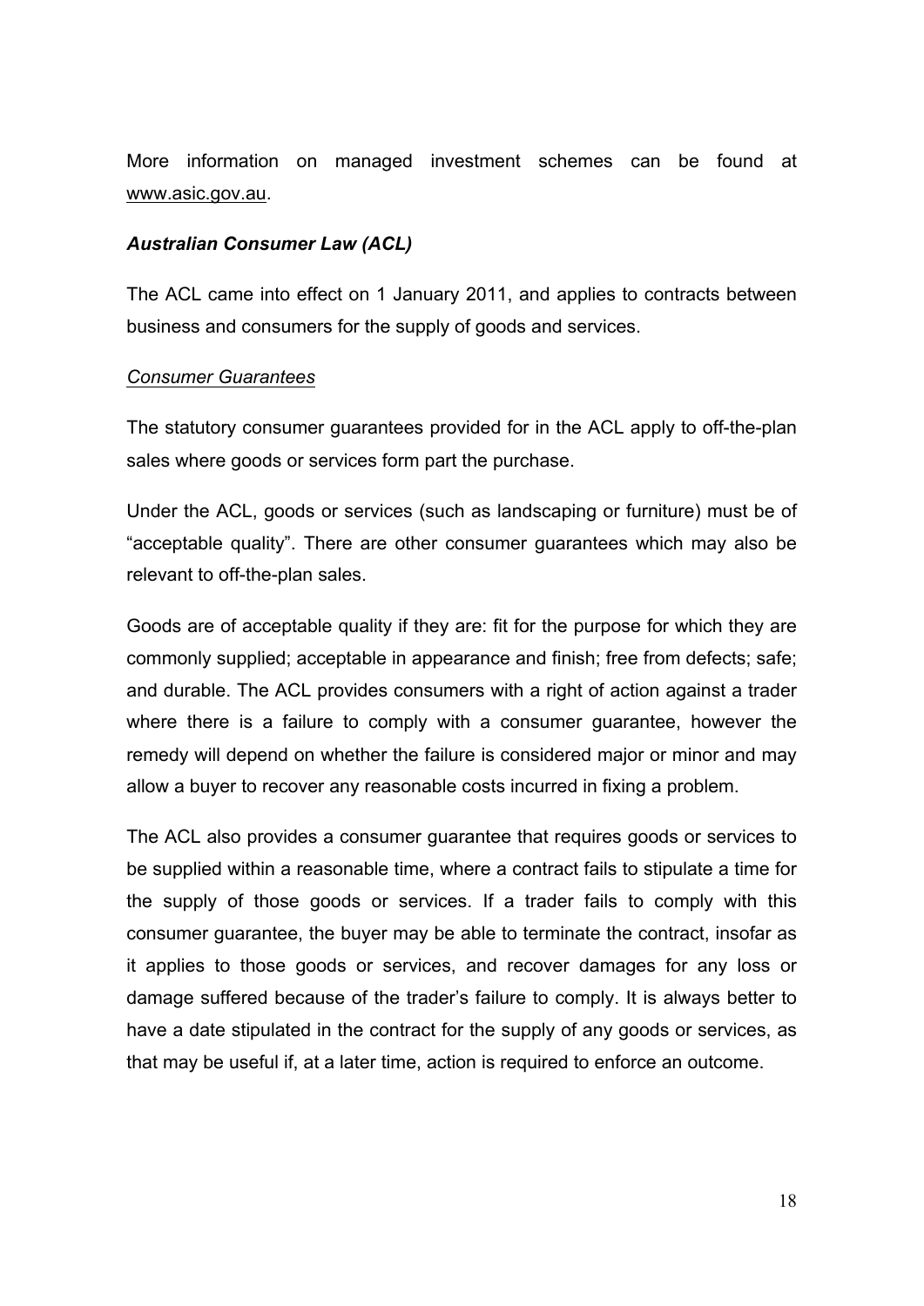More information on managed investment schemes can be found at www.asic.gov.au.

***Australian Consumer Law (ACL)***

The ACL came into effect on 1 January 2011, and applies to contracts between business and consumers for the supply of goods and services.

*Consumer Guarantees*

The statutory consumer guarantees provided for in the ACL apply to off-the-plan sales where goods or services form part the purchase.

Under the ACL, goods or services (such as landscaping or furniture) must be of "acceptable quality". There are other consumer guarantees which may also be relevant to off-the-plan sales.

Goods are of acceptable quality if they are: fit for the purpose for which they are commonly supplied; acceptable in appearance and finish; free from defects; safe; and durable. The ACL provides consumers with a right of action against a trader where there is a failure to comply with a consumer guarantee, however the remedy will depend on whether the failure is considered major or minor and may allow a buyer to recover any reasonable costs incurred in fixing a problem.

The ACL also provides a consumer guarantee that requires goods or services to be supplied within a reasonable time, where a contract fails to stipulate a time for the supply of those goods or services. If a trader fails to comply with this consumer guarantee, the buyer may be able to terminate the contract, insofar as it applies to those goods or services, and recover damages for any loss or damage suffered because of the trader's failure to comply. It is always better to have a date stipulated in the contract for the supply of any goods or services, as that may be useful if, at a later time, action is required to enforce an outcome.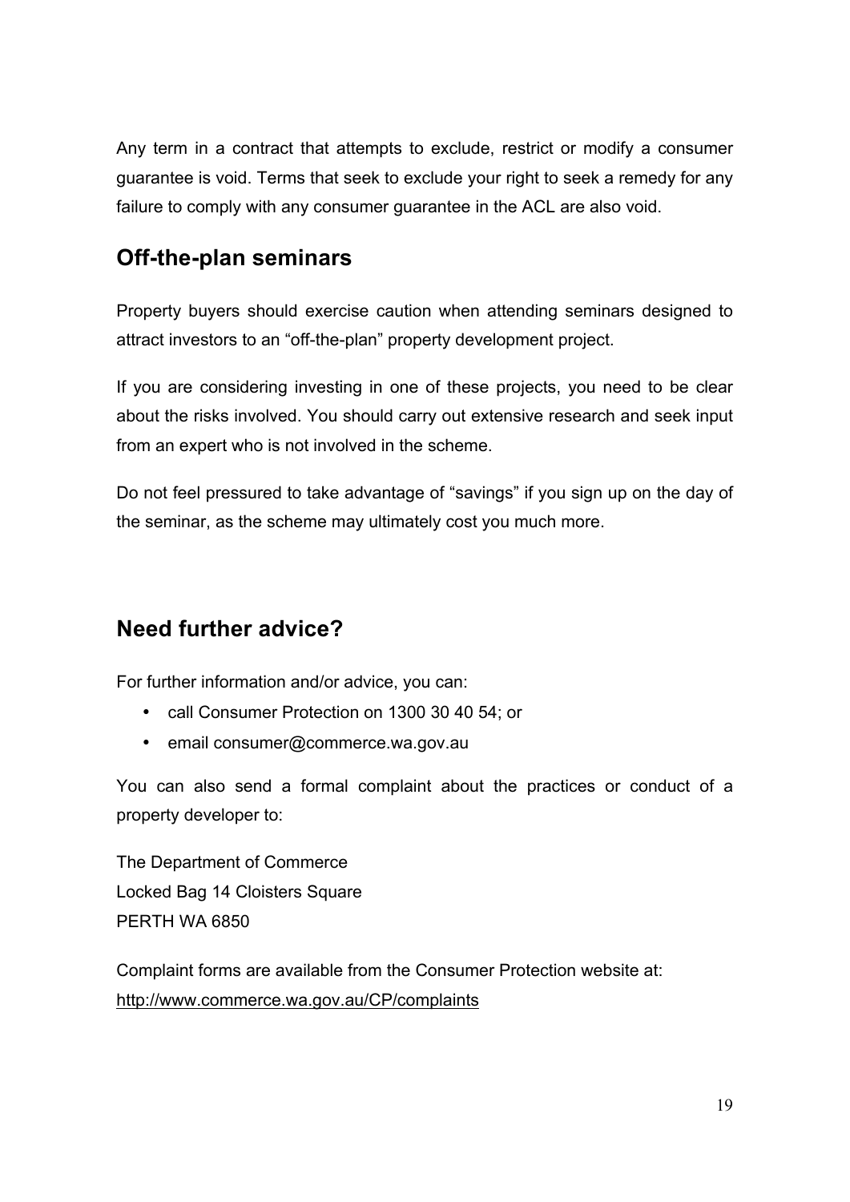Any term in a contract that attempts to exclude, restrict or modify a consumer guarantee is void. Terms that seek to exclude your right to seek a remedy for any failure to comply with any consumer guarantee in the ACL are also void.

## Off-the-plan seminars

Property buyers should exercise caution when attending seminars designed to attract investors to an "off-the-plan" property development project.

If you are considering investing in one of these projects, you need to be clear about the risks involved. You should carry out extensive research and seek input from an expert who is not involved in the scheme.

Do not feel pressured to take advantage of "savings" if you sign up on the day of the seminar, as the scheme may ultimately cost you much more.

## Need further advice?

For further information and/or advice, you can:

- call Consumer Protection on 1300 30 40 54; or
- email consumer@commerce.wa.gov.au

You can also send a formal complaint about the practices or conduct of a property developer to:

The Department of Commerce
Locked Bag 14 Cloisters Square
PERTH WA 6850

Complaint forms are available from the Consumer Protection website at:
http://www.commerce.wa.gov.au/CP/complaints